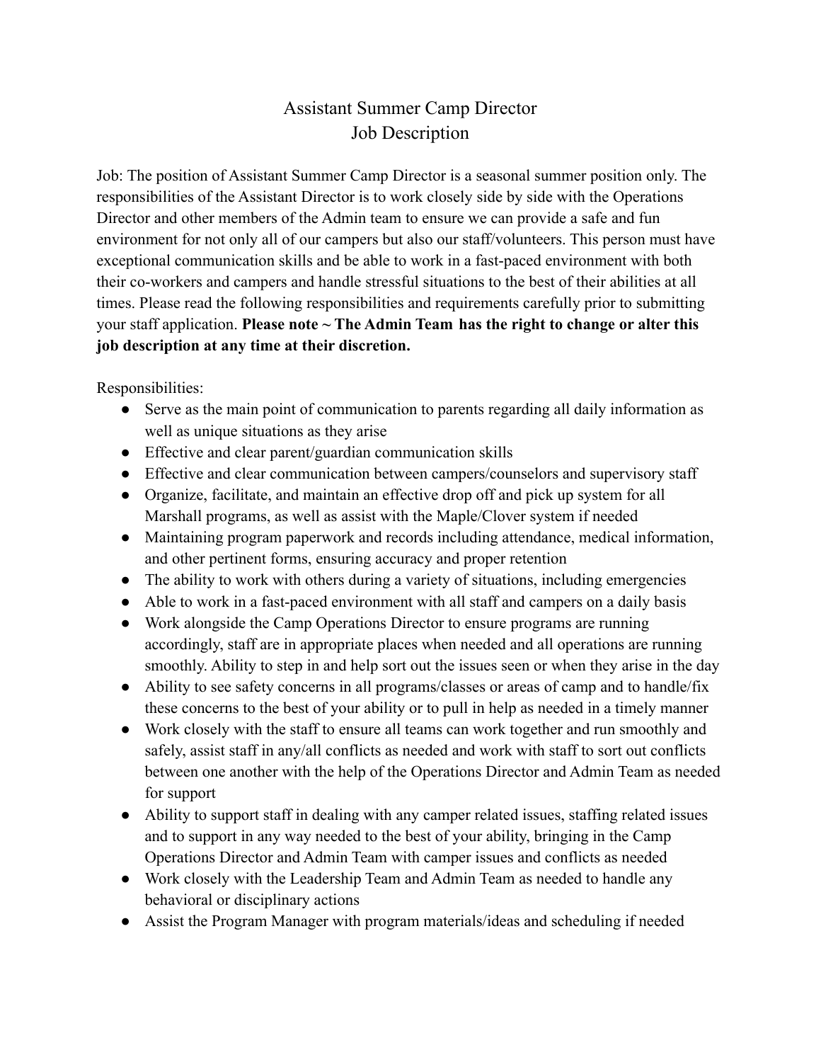# Assistant Summer Camp Director
## Job Description

Job: The position of Assistant Summer Camp Director is a seasonal summer position only. The responsibilities of the Assistant Director is to work closely side by side with the Operations Director and other members of the Admin team to ensure we can provide a safe and fun environment for not only all of our campers but also our staff/volunteers. This person must have exceptional communication skills and be able to work in a fast-paced environment with both their co-workers and campers and handle stressful situations to the best of their abilities at all times. Please read the following responsibilities and requirements carefully prior to submitting your staff application. **Please note ~ The Admin Team has the right to change or alter this job description at any time at their discretion.**

Responsibilities:

- Serve as the main point of communication to parents regarding all daily information as well as unique situations as they arise
- Effective and clear parent/guardian communication skills
- Effective and clear communication between campers/counselors and supervisory staff
- Organize, facilitate, and maintain an effective drop off and pick up system for all Marshall programs, as well as assist with the Maple/Clover system if needed
- Maintaining program paperwork and records including attendance, medical information, and other pertinent forms, ensuring accuracy and proper retention
- The ability to work with others during a variety of situations, including emergencies
- Able to work in a fast-paced environment with all staff and campers on a daily basis
- Work alongside the Camp Operations Director to ensure programs are running accordingly, staff are in appropriate places when needed and all operations are running smoothly. Ability to step in and help sort out the issues seen or when they arise in the day
- Ability to see safety concerns in all programs/classes or areas of camp and to handle/fix these concerns to the best of your ability or to pull in help as needed in a timely manner
- Work closely with the staff to ensure all teams can work together and run smoothly and safely, assist staff in any/all conflicts as needed and work with staff to sort out conflicts between one another with the help of the Operations Director and Admin Team as needed for support
- Ability to support staff in dealing with any camper related issues, staffing related issues and to support in any way needed to the best of your ability, bringing in the Camp Operations Director and Admin Team with camper issues and conflicts as needed
- Work closely with the Leadership Team and Admin Team as needed to handle any behavioral or disciplinary actions
- Assist the Program Manager with program materials/ideas and scheduling if needed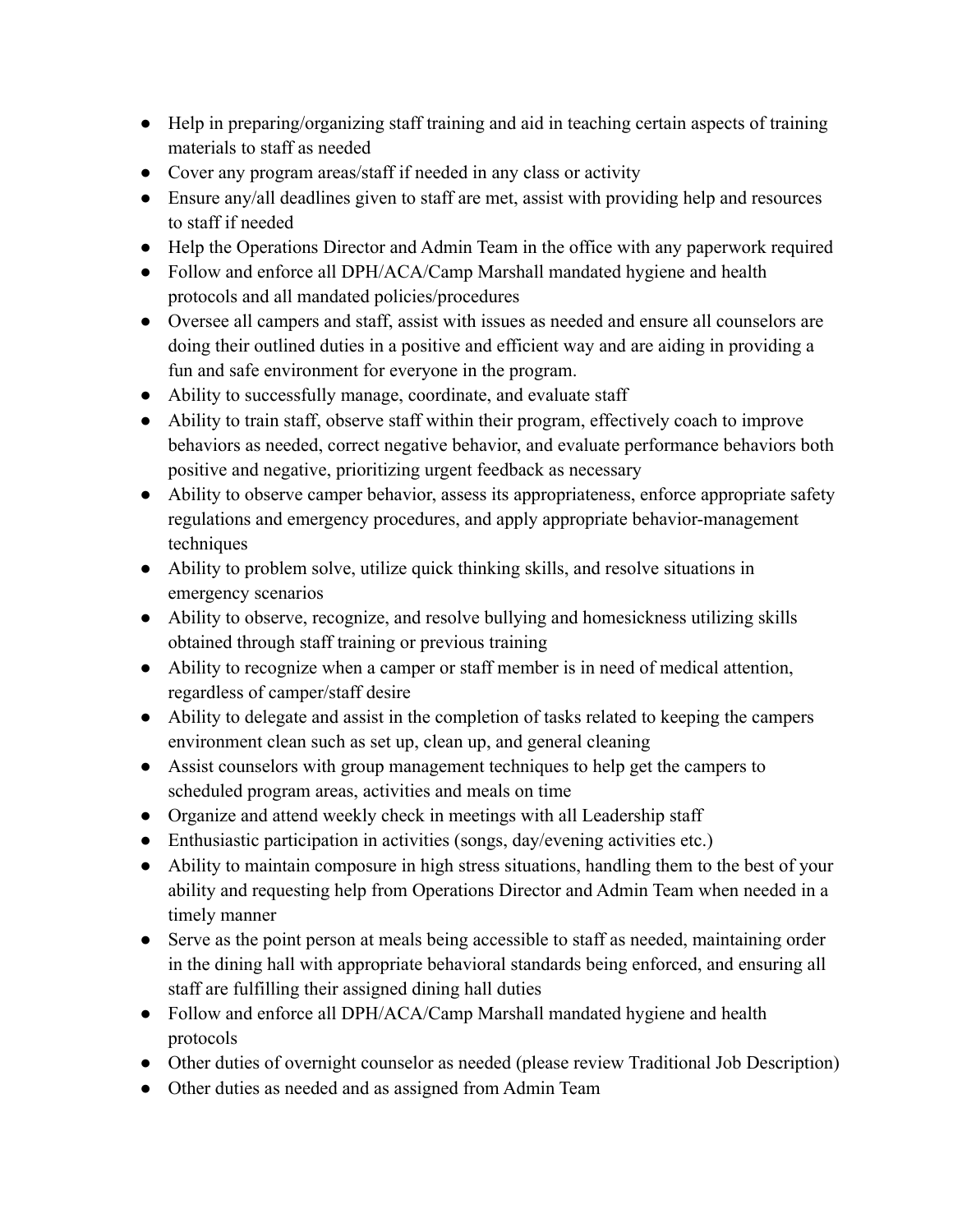- Help in preparing/organizing staff training and aid in teaching certain aspects of training materials to staff as needed
- Cover any program areas/staff if needed in any class or activity
- Ensure any/all deadlines given to staff are met, assist with providing help and resources to staff if needed
- Help the Operations Director and Admin Team in the office with any paperwork required
- Follow and enforce all DPH/ACA/Camp Marshall mandated hygiene and health protocols and all mandated policies/procedures
- Oversee all campers and staff, assist with issues as needed and ensure all counselors are doing their outlined duties in a positive and efficient way and are aiding in providing a fun and safe environment for everyone in the program.
- Ability to successfully manage, coordinate, and evaluate staff
- Ability to train staff, observe staff within their program, effectively coach to improve behaviors as needed, correct negative behavior, and evaluate performance behaviors both positive and negative, prioritizing urgent feedback as necessary
- Ability to observe camper behavior, assess its appropriateness, enforce appropriate safety regulations and emergency procedures, and apply appropriate behavior-management techniques
- Ability to problem solve, utilize quick thinking skills, and resolve situations in emergency scenarios
- Ability to observe, recognize, and resolve bullying and homesickness utilizing skills obtained through staff training or previous training
- Ability to recognize when a camper or staff member is in need of medical attention, regardless of camper/staff desire
- Ability to delegate and assist in the completion of tasks related to keeping the campers environment clean such as set up, clean up, and general cleaning
- Assist counselors with group management techniques to help get the campers to scheduled program areas, activities and meals on time
- Organize and attend weekly check in meetings with all Leadership staff
- Enthusiastic participation in activities (songs, day/evening activities etc.)
- Ability to maintain composure in high stress situations, handling them to the best of your ability and requesting help from Operations Director and Admin Team when needed in a timely manner
- Serve as the point person at meals being accessible to staff as needed, maintaining order in the dining hall with appropriate behavioral standards being enforced, and ensuring all staff are fulfilling their assigned dining hall duties
- Follow and enforce all DPH/ACA/Camp Marshall mandated hygiene and health protocols
- Other duties of overnight counselor as needed (please review Traditional Job Description)
- Other duties as needed and as assigned from Admin Team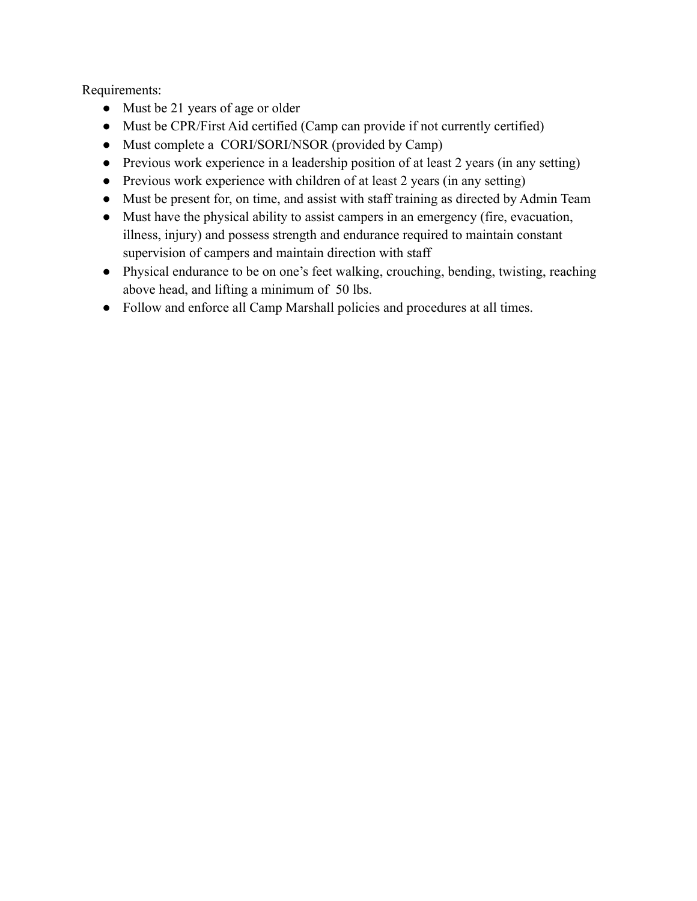Requirements:

- Must be 21 years of age or older
- Must be CPR/First Aid certified (Camp can provide if not currently certified)
- Must complete a CORI/SORI/NSOR (provided by Camp)
- Previous work experience in a leadership position of at least 2 years (in any setting)
- Previous work experience with children of at least 2 years (in any setting)
- Must be present for, on time, and assist with staff training as directed by Admin Team
- Must have the physical ability to assist campers in an emergency (fire, evacuation, illness, injury) and possess strength and endurance required to maintain constant supervision of campers and maintain direction with staff
- Physical endurance to be on one's feet walking, crouching, bending, twisting, reaching above head, and lifting a minimum of 50 lbs.
- Follow and enforce all Camp Marshall policies and procedures at all times.